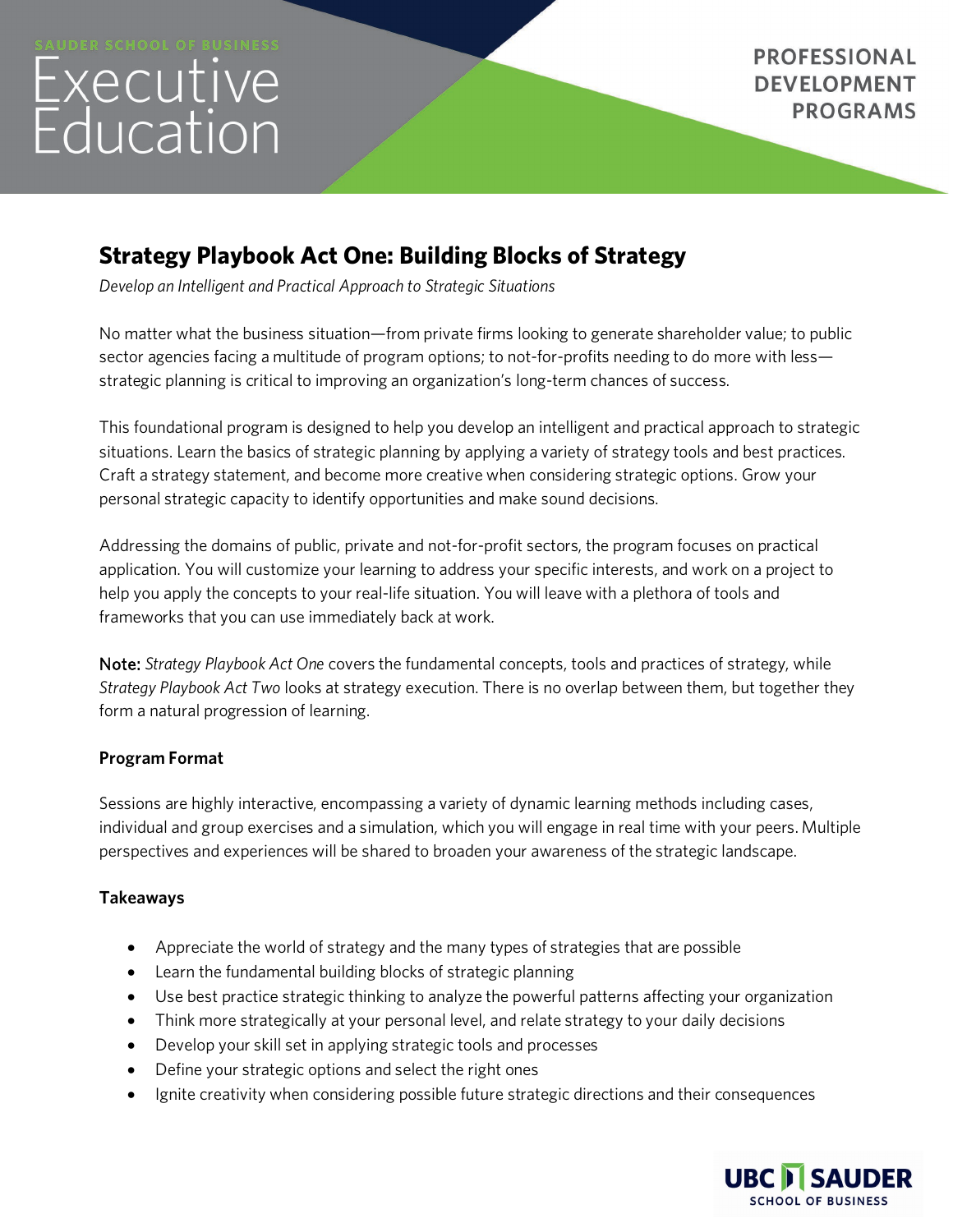SAUDER SCHOOL OF BUSINESS

Executive Education

PROFESSIONAL DEVELOPMENT PROGRAMS

# Strategy Playbook Act One: Building Blocks of Strategy

*Develop an Intelligent and Practical Approach to Strategic Situations*

No matter what the business situation—from private firms looking to generate shareholder value; to public sector agencies facing a multitude of program options; to not-for-profits needing to do more with less—strategic planning is critical to improving an organization's long-term chances of success.

This foundational program is designed to help you develop an intelligent and practical approach to strategic situations. Learn the basics of strategic planning by applying a variety of strategy tools and best practices. Craft a strategy statement, and become more creative when considering strategic options. Grow your personal strategic capacity to identify opportunities and make sound decisions.

Addressing the domains of public, private and not-for-profit sectors, the program focuses on practical application. You will customize your learning to address your specific interests, and work on a project to help you apply the concepts to your real-life situation. You will leave with a plethora of tools and frameworks that you can use immediately back at work.

Note: *Strategy Playbook Act One* covers the fundamental concepts, tools and practices of strategy, while *Strategy Playbook Act Two* looks at strategy execution. There is no overlap between them, but together they form a natural progression of learning.

### Program Format

Sessions are highly interactive, encompassing a variety of dynamic learning methods including cases, individual and group exercises and a simulation, which you will engage in real time with your peers. Multiple perspectives and experiences will be shared to broaden your awareness of the strategic landscape.

### Takeaways

- Appreciate the world of strategy and the many types of strategies that are possible
- Learn the fundamental building blocks of strategic planning
- Use best practice strategic thinking to analyze the powerful patterns affecting your organization
- Think more strategically at your personal level, and relate strategy to your daily decisions
- Develop your skill set in applying strategic tools and processes
- Define your strategic options and select the right ones
- Ignite creativity when considering possible future strategic directions and their consequences

UBC SAUDER SCHOOL OF BUSINESS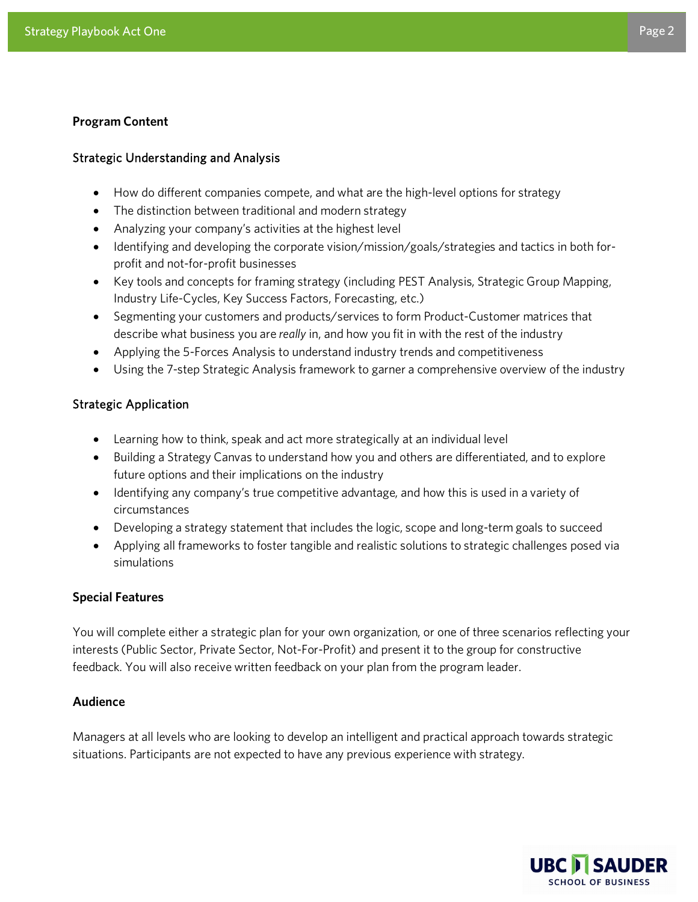## Program Content

### Strategic Understanding and Analysis

- How do different companies compete, and what are the high-level options for strategy
- The distinction between traditional and modern strategy
- Analyzing your company's activities at the highest level
- Identifying and developing the corporate vision/mission/goals/strategies and tactics in both for-profit and not-for-profit businesses
- Key tools and concepts for framing strategy (including PEST Analysis, Strategic Group Mapping, Industry Life-Cycles, Key Success Factors, Forecasting, etc.)
- Segmenting your customers and products/services to form Product-Customer matrices that describe what business you are *really* in, and how you fit in with the rest of the industry
- Applying the 5-Forces Analysis to understand industry trends and competitiveness
- Using the 7-step Strategic Analysis framework to garner a comprehensive overview of the industry

### Strategic Application

- Learning how to think, speak and act more strategically at an individual level
- Building a Strategy Canvas to understand how you and others are differentiated, and to explore future options and their implications on the industry
- Identifying any company's true competitive advantage, and how this is used in a variety of circumstances
- Developing a strategy statement that includes the logic, scope and long-term goals to succeed
- Applying all frameworks to foster tangible and realistic solutions to strategic challenges posed via simulations

## Special Features

You will complete either a strategic plan for your own organization, or one of three scenarios reflecting your interests (Public Sector, Private Sector, Not-For-Profit) and present it to the group for constructive feedback. You will also receive written feedback on your plan from the program leader.

## Audience

Managers at all levels who are looking to develop an intelligent and practical approach towards strategic situations. Participants are not expected to have any previous experience with strategy.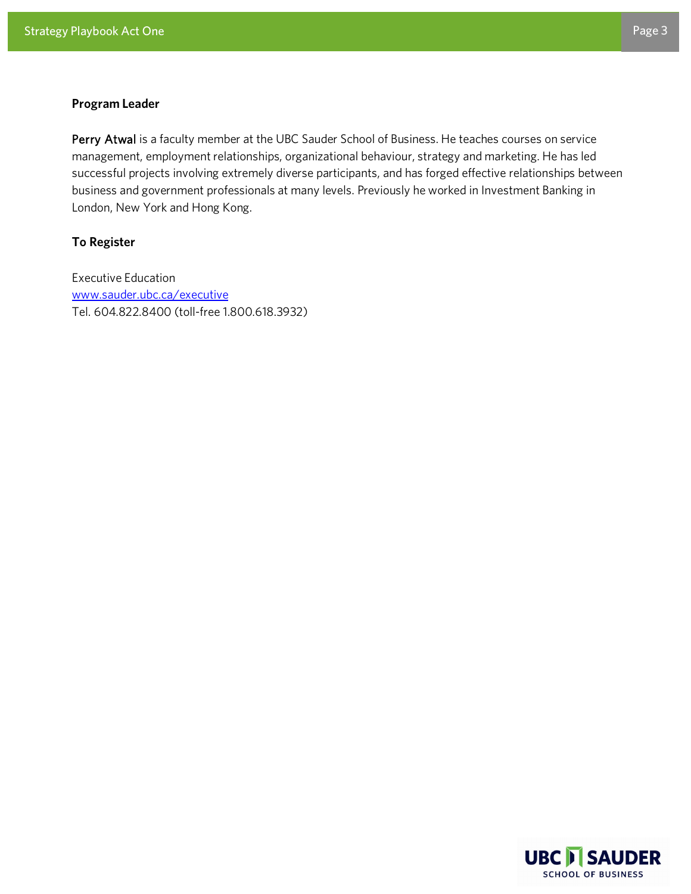**Program Leader**

Perry Atwal is a faculty member at the UBC Sauder School of Business. He teaches courses on service management, employment relationships, organizational behaviour, strategy and marketing. He has led successful projects involving extremely diverse participants, and has forged effective relationships between business and government professionals at many levels. Previously he worked in Investment Banking in London, New York and Hong Kong.

**To Register**

Executive Education
www.sauder.ubc.ca/executive
Tel. 604.822.8400 (toll-free 1.800.618.3932)